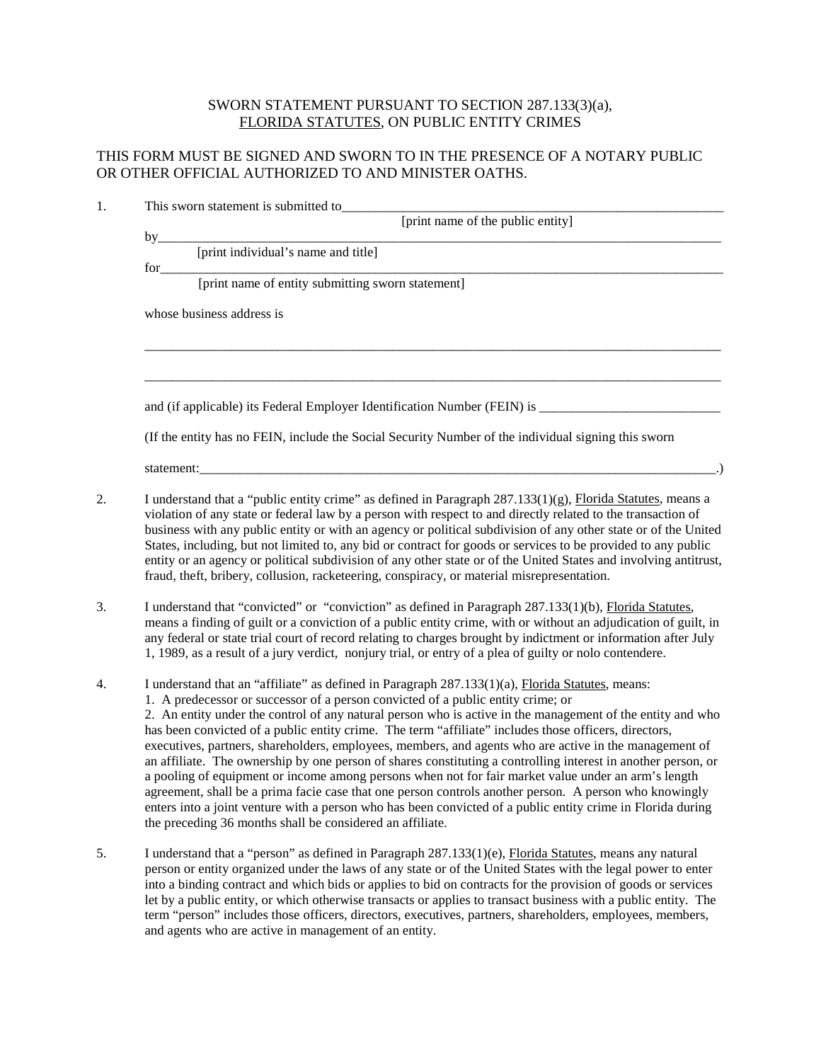SWORN STATEMENT PURSUANT TO SECTION 287.133(3)(a), FLORIDA STATUTES, ON PUBLIC ENTITY CRIMES

THIS FORM MUST BE SIGNED AND SWORN TO IN THE PRESENCE OF A NOTARY PUBLIC OR OTHER OFFICIAL AUTHORIZED TO AND MINISTER OATHS.

1. This sworn statement is submitted to_______________________________________________________
[print name of the public entity]

   by_______________________________________________________________________________
   [print individual's name and title]

   for_______________________________________________________________________________
   [print name of entity submitting sworn statement]

   whose business address is

   _________________________________________________________________________________

   _________________________________________________________________________________

   and (if applicable) its Federal Employer Identification Number (FEIN) is ___________________________

   (If the entity has no FEIN, include the Social Security Number of the individual signing this sworn

   statement:_______________________________________________________________________.)

2. I understand that a "public entity crime" as defined in Paragraph 287.133(1)(g), Florida Statutes, means a violation of any state or federal law by a person with respect to and directly related to the transaction of business with any public entity or with an agency or political subdivision of any other state or of the United States, including, but not limited to, any bid or contract for goods or services to be provided to any public entity or an agency or political subdivision of any other state or of the United States and involving antitrust, fraud, theft, bribery, collusion, racketeering, conspiracy, or material misrepresentation.

3. I understand that "convicted" or "conviction" as defined in Paragraph 287.133(1)(b), Florida Statutes, means a finding of guilt or a conviction of a public entity crime, with or without an adjudication of guilt, in any federal or state trial court of record relating to charges brought by indictment or information after July 1, 1989, as a result of a jury verdict, nonjury trial, or entry of a plea of guilty or nolo contendere.

4. I understand that an "affiliate" as defined in Paragraph 287.133(1)(a), Florida Statutes, means:
   1. A predecessor or successor of a person convicted of a public entity crime; or
   2. An entity under the control of any natural person who is active in the management of the entity and who has been convicted of a public entity crime. The term "affiliate" includes those officers, directors, executives, partners, shareholders, employees, members, and agents who are active in the management of an affiliate. The ownership by one person of shares constituting a controlling interest in another person, or a pooling of equipment or income among persons when not for fair market value under an arm's length agreement, shall be a prima facie case that one person controls another person. A person who knowingly enters into a joint venture with a person who has been convicted of a public entity crime in Florida during the preceding 36 months shall be considered an affiliate.

5. I understand that a "person" as defined in Paragraph 287.133(1)(e), Florida Statutes, means any natural person or entity organized under the laws of any state or of the United States with the legal power to enter into a binding contract and which bids or applies to bid on contracts for the provision of goods or services let by a public entity, or which otherwise transacts or applies to transact business with a public entity. The term "person" includes those officers, directors, executives, partners, shareholders, employees, members, and agents who are active in management of an entity.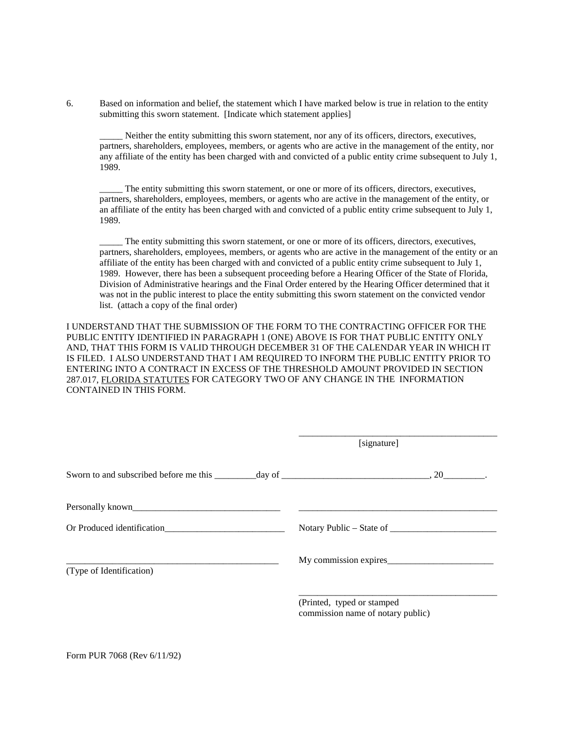6. Based on information and belief, the statement which I have marked below is true in relation to the entity submitting this sworn statement. [Indicate which statement applies]

   _____ Neither the entity submitting this sworn statement, nor any of its officers, directors, executives, partners, shareholders, employees, members, or agents who are active in the management of the entity, nor any affiliate of the entity has been charged with and convicted of a public entity crime subsequent to July 1, 1989.

   _____ The entity submitting this sworn statement, or one or more of its officers, directors, executives, partners, shareholders, employees, members, or agents who are active in the management of the entity, or an affiliate of the entity has been charged with and convicted of a public entity crime subsequent to July 1, 1989.

   _____ The entity submitting this sworn statement, or one or more of its officers, directors, executives, partners, shareholders, employees, members, or agents who are active in the management of the entity or an affiliate of the entity has been charged with and convicted of a public entity crime subsequent to July 1, 1989. However, there has been a subsequent proceeding before a Hearing Officer of the State of Florida, Division of Administrative hearings and the Final Order entered by the Hearing Officer determined that it was not in the public interest to place the entity submitting this sworn statement on the convicted vendor list. (attach a copy of the final order)

I UNDERSTAND THAT THE SUBMISSION OF THE FORM TO THE CONTRACTING OFFICER FOR THE PUBLIC ENTITY IDENTIFIED IN PARAGRAPH 1 (ONE) ABOVE IS FOR THAT PUBLIC ENTITY ONLY AND, THAT THIS FORM IS VALID THROUGH DECEMBER 31 OF THE CALENDAR YEAR IN WHICH IT IS FILED. I ALSO UNDERSTAND THAT I AM REQUIRED TO INFORM THE PUBLIC ENTITY PRIOR TO ENTERING INTO A CONTRACT IN EXCESS OF THE THRESHOLD AMOUNT PROVIDED IN SECTION 287.017, FLORIDA STATUTES FOR CATEGORY TWO OF ANY CHANGE IN THE INFORMATION CONTAINED IN THIS FORM.

_____________________________________________
[signature]

Sworn to and subscribed before me this _________day of ________________________________, 20_________.

Personally known________________________________ _____________________________________________

Or Produced identification__________________________ Notary Public – State of ________________________

_____________________________________________ My commission expires_______________________

(Type of Identification)

_____________________________________________
(Printed, typed or stamped commission name of notary public)

Form PUR 7068 (Rev 6/11/92)